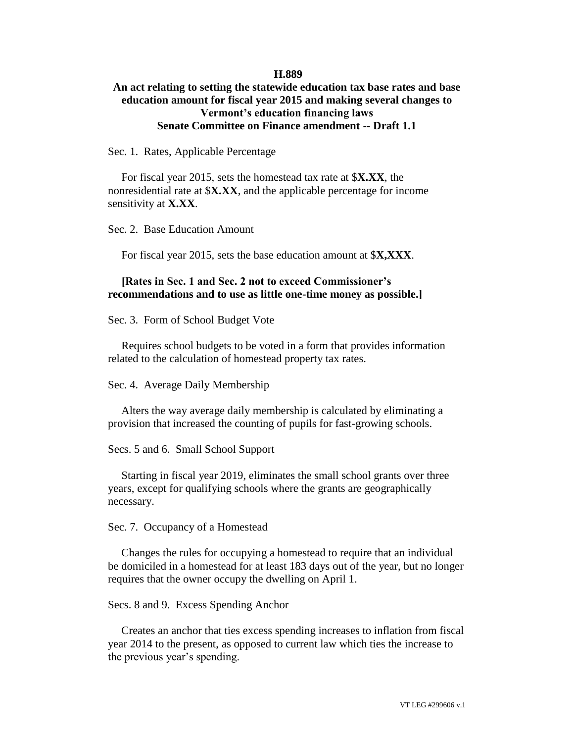**H.889**

**An act relating to setting the statewide education tax base rates and base education amount for fiscal year 2015 and making several changes to Vermont's education financing laws**

**Senate Committee on Finance amendment -- Draft 1.1**

Sec. 1. Rates, Applicable Percentage

For fiscal year 2015, sets the homestead tax rate at $**X.XX**, the nonresidential rate at $**X.XX**, and the applicable percentage for income sensitivity at **X.XX**.

Sec. 2. Base Education Amount

For fiscal year 2015, sets the base education amount at $**X,XXX**.

**[Rates in Sec. 1 and Sec. 2 not to exceed Commissioner's recommendations and to use as little one-time money as possible.]**

Sec. 3. Form of School Budget Vote

Requires school budgets to be voted in a form that provides information related to the calculation of homestead property tax rates.

Sec. 4. Average Daily Membership

Alters the way average daily membership is calculated by eliminating a provision that increased the counting of pupils for fast-growing schools.

Secs. 5 and 6. Small School Support

Starting in fiscal year 2019, eliminates the small school grants over three years, except for qualifying schools where the grants are geographically necessary.

Sec. 7. Occupancy of a Homestead

Changes the rules for occupying a homestead to require that an individual be domiciled in a homestead for at least 183 days out of the year, but no longer requires that the owner occupy the dwelling on April 1.

Secs. 8 and 9. Excess Spending Anchor

Creates an anchor that ties excess spending increases to inflation from fiscal year 2014 to the present, as opposed to current law which ties the increase to the previous year's spending.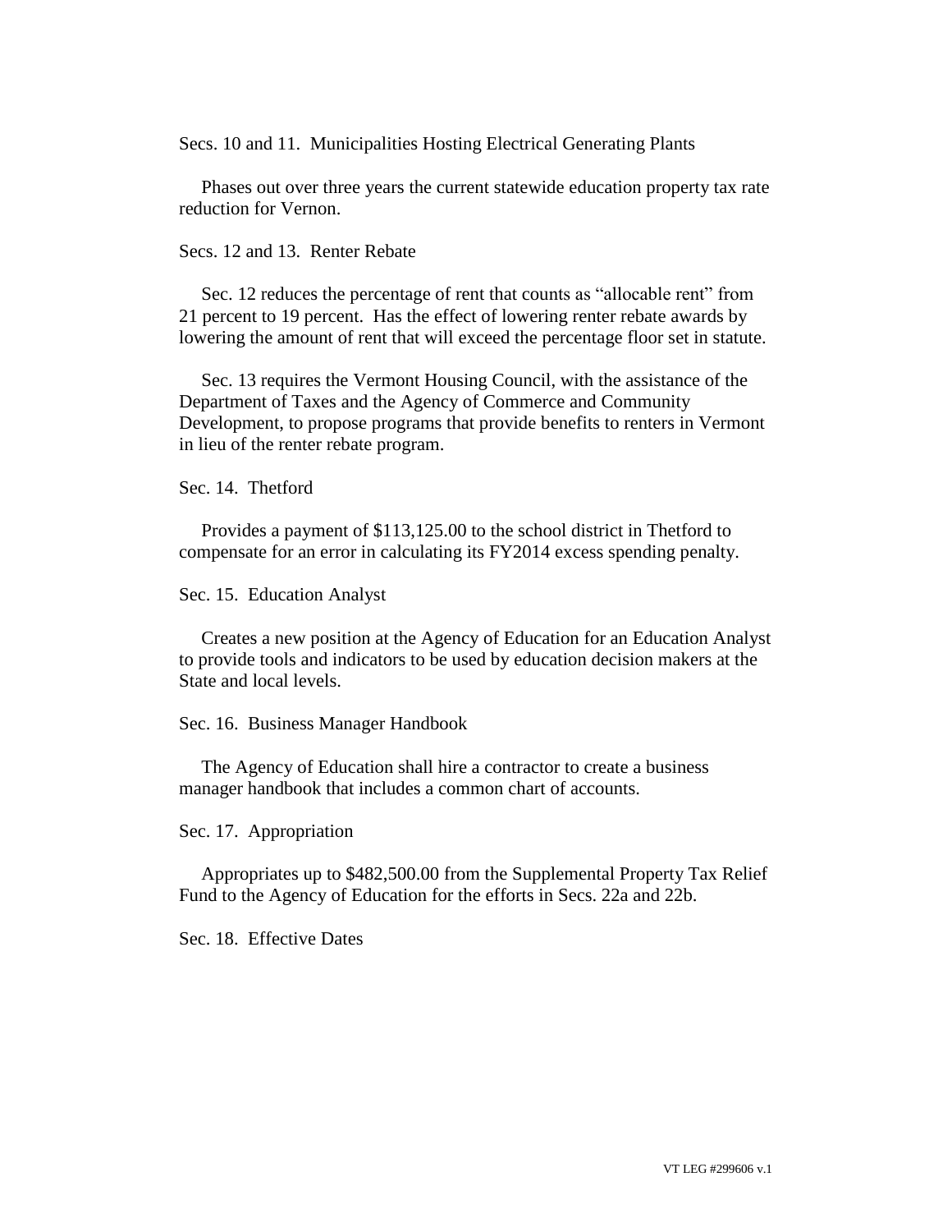Secs. 10 and 11. Municipalities Hosting Electrical Generating Plants

Phases out over three years the current statewide education property tax rate reduction for Vernon.

Secs. 12 and 13. Renter Rebate

Sec. 12 reduces the percentage of rent that counts as "allocable rent" from 21 percent to 19 percent. Has the effect of lowering renter rebate awards by lowering the amount of rent that will exceed the percentage floor set in statute.

Sec. 13 requires the Vermont Housing Council, with the assistance of the Department of Taxes and the Agency of Commerce and Community Development, to propose programs that provide benefits to renters in Vermont in lieu of the renter rebate program.

Sec. 14. Thetford

Provides a payment of $113,125.00 to the school district in Thetford to compensate for an error in calculating its FY2014 excess spending penalty.

Sec. 15. Education Analyst

Creates a new position at the Agency of Education for an Education Analyst to provide tools and indicators to be used by education decision makers at the State and local levels.

Sec. 16. Business Manager Handbook

The Agency of Education shall hire a contractor to create a business manager handbook that includes a common chart of accounts.

Sec. 17. Appropriation

Appropriates up to $482,500.00 from the Supplemental Property Tax Relief Fund to the Agency of Education for the efforts in Secs. 22a and 22b.

Sec. 18. Effective Dates